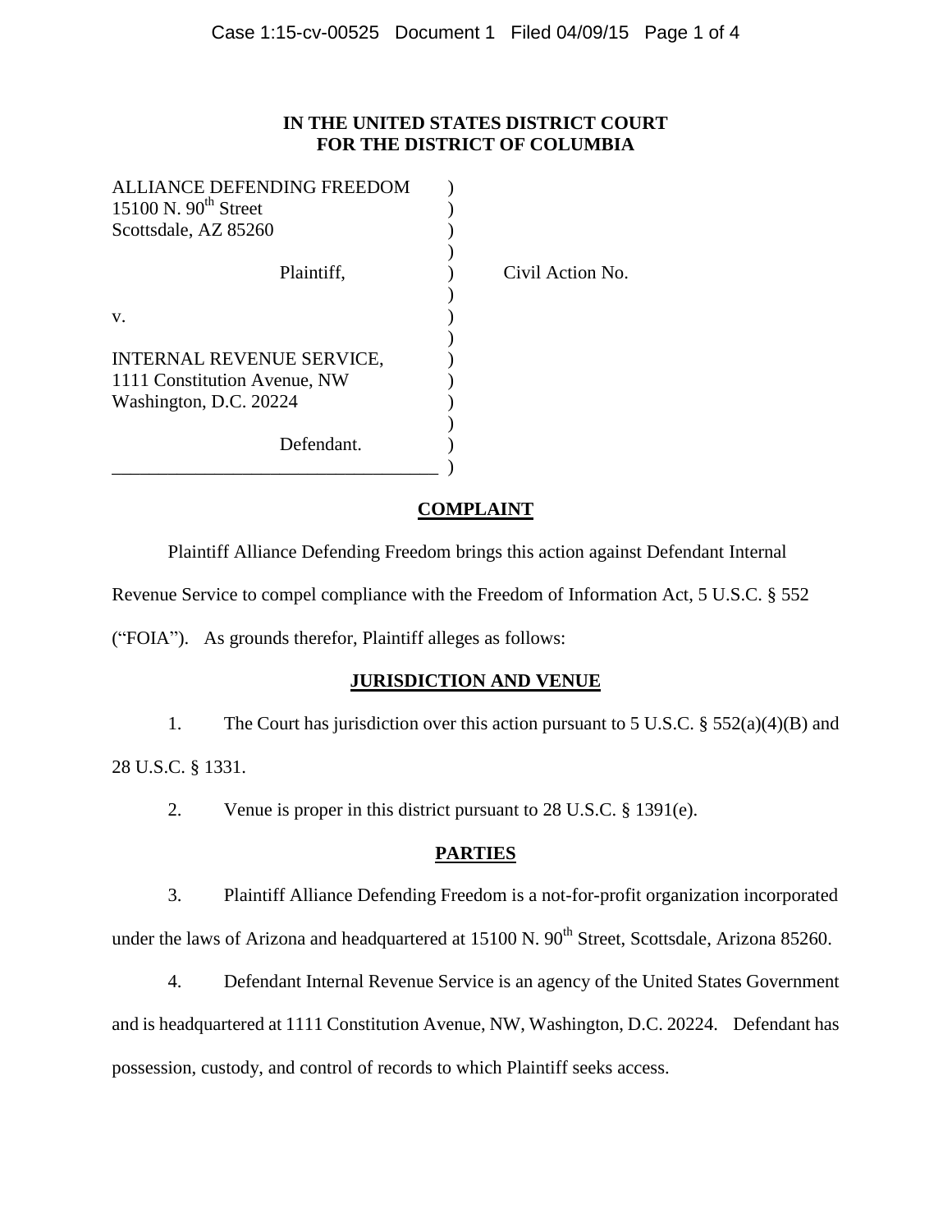# IN THE UNITED STATES DISTRICT COURT FOR THE DISTRICT OF COLUMBIA

ALLIANCE DEFENDING FREEDOM
15100 N. 90th Street
Scottsdale, AZ 85260

Plaintiff,

v.

INTERNAL REVENUE SERVICE,
1111 Constitution Avenue, NW
Washington, D.C. 20224

Defendant.

Civil Action No.

## COMPLAINT

Plaintiff Alliance Defending Freedom brings this action against Defendant Internal Revenue Service to compel compliance with the Freedom of Information Act, 5 U.S.C. § 552 ("FOIA"). As grounds therefor, Plaintiff alleges as follows:

## JURISDICTION AND VENUE

1. The Court has jurisdiction over this action pursuant to 5 U.S.C. § 552(a)(4)(B) and 28 U.S.C. § 1331.

2. Venue is proper in this district pursuant to 28 U.S.C. § 1391(e).

## PARTIES

3. Plaintiff Alliance Defending Freedom is a not-for-profit organization incorporated under the laws of Arizona and headquartered at 15100 N. 90th Street, Scottsdale, Arizona 85260.

4. Defendant Internal Revenue Service is an agency of the United States Government and is headquartered at 1111 Constitution Avenue, NW, Washington, D.C. 20224. Defendant has possession, custody, and control of records to which Plaintiff seeks access.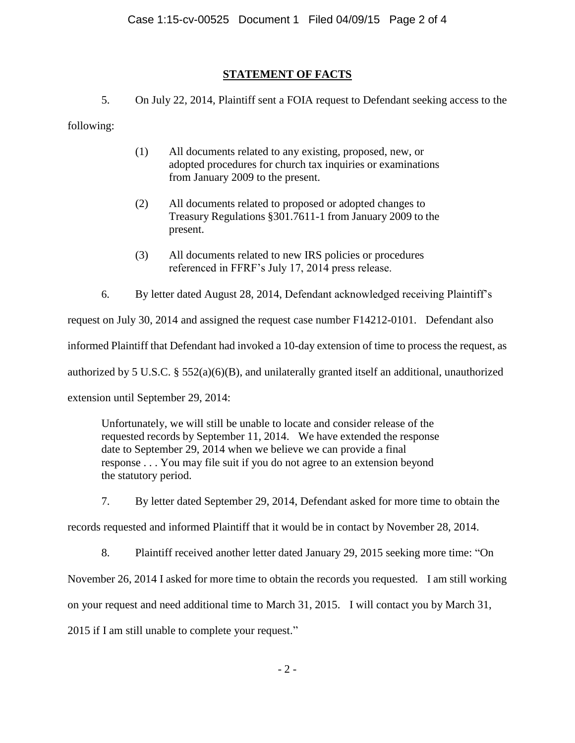## STATEMENT OF FACTS

5. On July 22, 2014, Plaintiff sent a FOIA request to Defendant seeking access to the following:

> (1) All documents related to any existing, proposed, new, or adopted procedures for church tax inquiries or examinations from January 2009 to the present.
>
> (2) All documents related to proposed or adopted changes to Treasury Regulations §301.7611-1 from January 2009 to the present.
>
> (3) All documents related to new IRS policies or procedures referenced in FFRF's July 17, 2014 press release.

6. By letter dated August 28, 2014, Defendant acknowledged receiving Plaintiff's request on July 30, 2014 and assigned the request case number F14212-0101. Defendant also informed Plaintiff that Defendant had invoked a 10-day extension of time to process the request, as authorized by 5 U.S.C. § 552(a)(6)(B), and unilaterally granted itself an additional, unauthorized extension until September 29, 2014:

> Unfortunately, we will still be unable to locate and consider release of the requested records by September 11, 2014. We have extended the response date to September 29, 2014 when we believe we can provide a final response . . . You may file suit if you do not agree to an extension beyond the statutory period.

7. By letter dated September 29, 2014, Defendant asked for more time to obtain the records requested and informed Plaintiff that it would be in contact by November 28, 2014.

8. Plaintiff received another letter dated January 29, 2015 seeking more time: "On November 26, 2014 I asked for more time to obtain the records you requested. I am still working on your request and need additional time to March 31, 2015. I will contact you by March 31, 2015 if I am still unable to complete your request."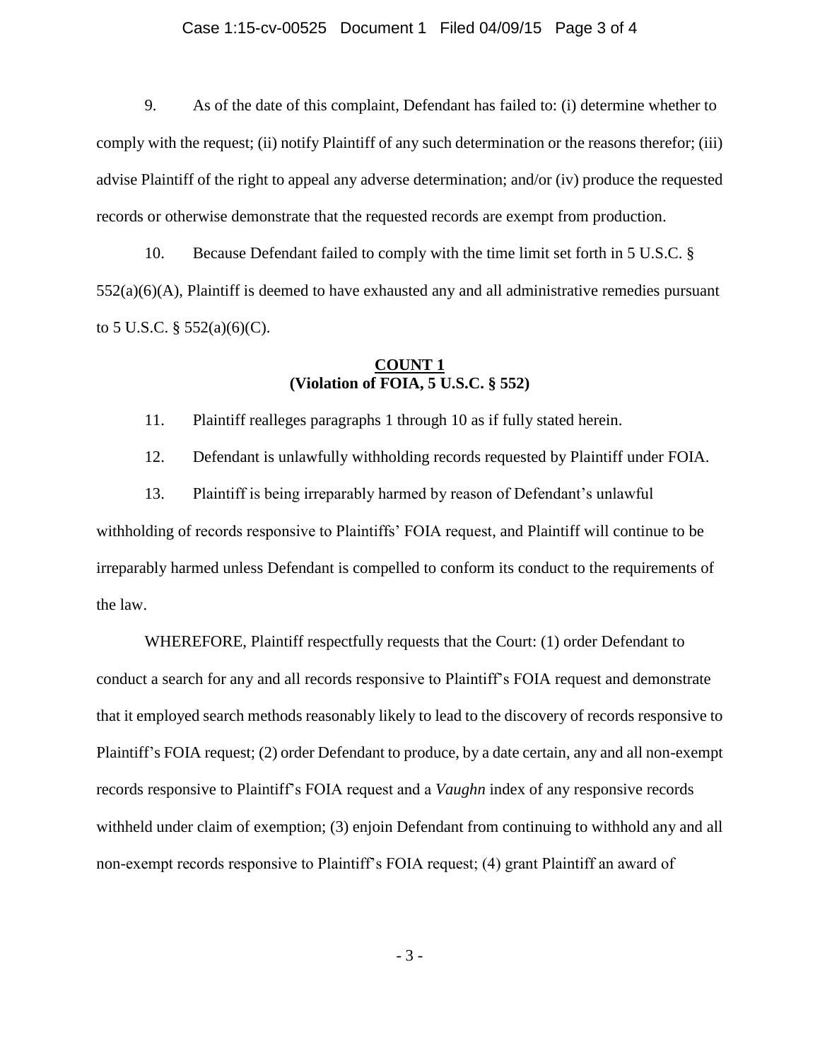9. As of the date of this complaint, Defendant has failed to: (i) determine whether to comply with the request; (ii) notify Plaintiff of any such determination or the reasons therefor; (iii) advise Plaintiff of the right to appeal any adverse determination; and/or (iv) produce the requested records or otherwise demonstrate that the requested records are exempt from production.

10. Because Defendant failed to comply with the time limit set forth in 5 U.S.C. § 552(a)(6)(A), Plaintiff is deemed to have exhausted any and all administrative remedies pursuant to 5 U.S.C. § 552(a)(6)(C).

**COUNT 1**
**(Violation of FOIA, 5 U.S.C. § 552)**

11. Plaintiff realleges paragraphs 1 through 10 as if fully stated herein.

12. Defendant is unlawfully withholding records requested by Plaintiff under FOIA.

13. Plaintiff is being irreparably harmed by reason of Defendant's unlawful withholding of records responsive to Plaintiffs' FOIA request, and Plaintiff will continue to be irreparably harmed unless Defendant is compelled to conform its conduct to the requirements of the law.

WHEREFORE, Plaintiff respectfully requests that the Court: (1) order Defendant to conduct a search for any and all records responsive to Plaintiff's FOIA request and demonstrate that it employed search methods reasonably likely to lead to the discovery of records responsive to Plaintiff's FOIA request; (2) order Defendant to produce, by a date certain, any and all non-exempt records responsive to Plaintiff's FOIA request and a *Vaughn* index of any responsive records withheld under claim of exemption; (3) enjoin Defendant from continuing to withhold any and all non-exempt records responsive to Plaintiff's FOIA request; (4) grant Plaintiff an award of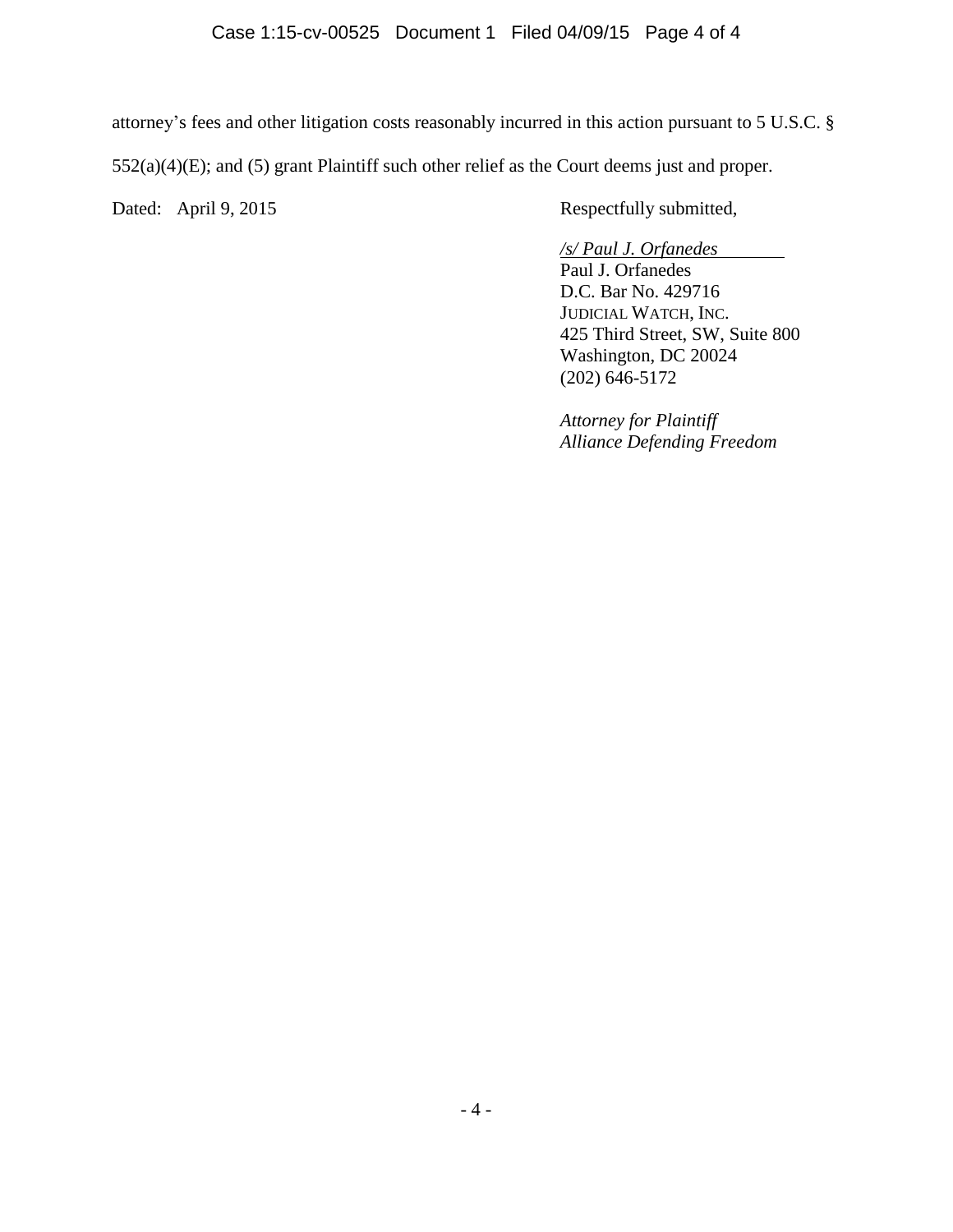attorney's fees and other litigation costs reasonably incurred in this action pursuant to 5 U.S.C. § 552(a)(4)(E); and (5) grant Plaintiff such other relief as the Court deems just and proper.

Dated: April 9, 2015

Respectfully submitted,

*/s/ Paul J. Orfanedes*
Paul J. Orfanedes
D.C. Bar No. 429716
JUDICIAL WATCH, INC.
425 Third Street, SW, Suite 800
Washington, DC 20024
(202) 646-5172

*Attorney for Plaintiff*
*Alliance Defending Freedom*